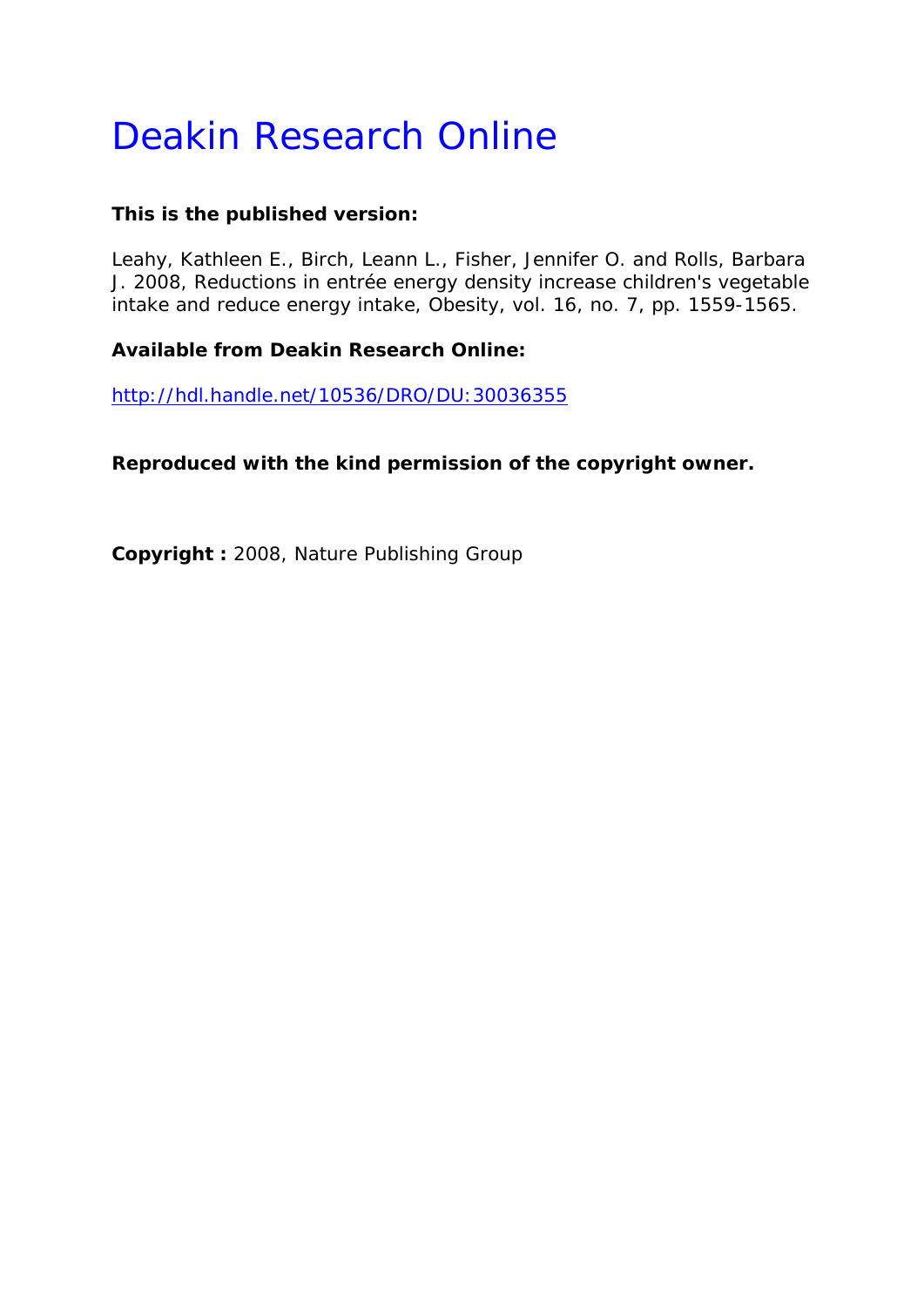# Deakin Research Online

**This is the published version:**

Leahy, Kathleen E., Birch, Leann L., Fisher, Jennifer O. and Rolls, Barbara J. 2008, Reductions in entrée energy density increase children's vegetable intake and reduce energy intake, Obesity, vol. 16, no. 7, pp. 1559-1565.

**Available from Deakin Research Online:**

http://hdl.handle.net/10536/DRO/DU:30036355

**Reproduced with the kind permission of the copyright owner.**

**Copyright :** 2008, Nature Publishing Group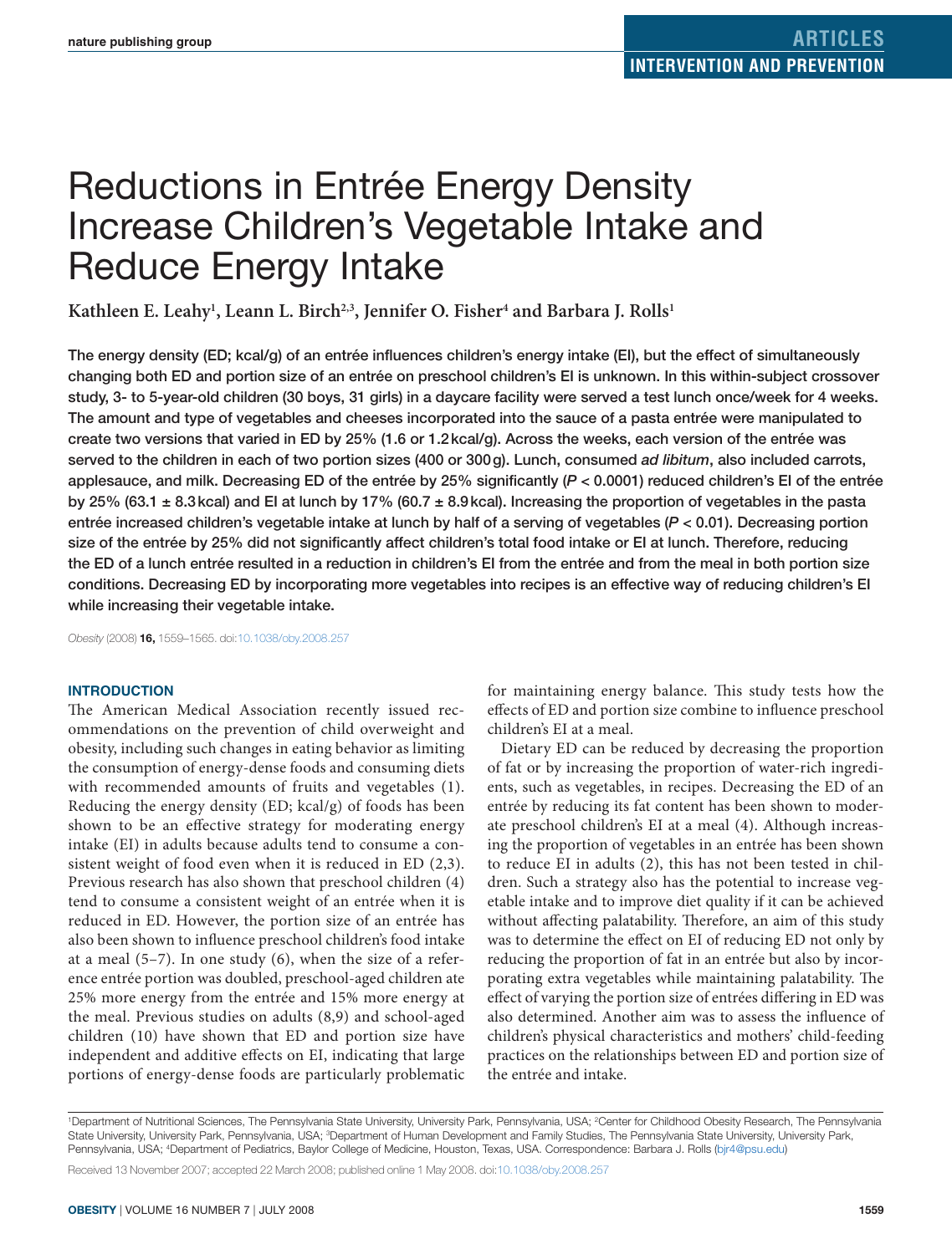# Reductions in Entrée Energy Density Increase Children's Vegetable Intake and Reduce Energy Intake

**Kathleen E. Leahy[1], Leann L. Birch[2,3], Jennifer O. Fisher[4] and Barbara J. Rolls[1]**

**The energy density (ED; kcal/g) of an entrée influences children's energy intake (EI), but the effect of simultaneously changing both ED and portion size of an entrée on preschool children's EI is unknown. In this within-subject crossover study, 3- to 5-year-old children (30 boys, 31 girls) in a daycare facility were served a test lunch once/week for 4 weeks. The amount and type of vegetables and cheeses incorporated into the sauce of a pasta entrée were manipulated to create two versions that varied in ED by 25% (1.6 or 1.2 kcal/g). Across the weeks, each version of the entrée was served to the children in each of two portion sizes (400 or 300 g). Lunch, consumed *ad libitum*, also included carrots, applesauce, and milk. Decreasing ED of the entrée by 25% significantly ($P < 0.0001$) reduced children's EI of the entrée by 25% (63.1 ± 8.3 kcal) and EI at lunch by 17% (60.7 ± 8.9 kcal). Increasing the proportion of vegetables in the pasta entrée increased children's vegetable intake at lunch by half of a serving of vegetables ($P < 0.01$). Decreasing portion size of the entrée by 25% did not significantly affect children's total food intake or EI at lunch. Therefore, reducing the ED of a lunch entrée resulted in a reduction in children's EI from the entrée and from the meal in both portion size conditions. Decreasing ED by incorporating more vegetables into recipes is an effective way of reducing children's EI while increasing their vegetable intake.**

*Obesity* (2008) **16,** 1559–1565. doi:10.1038/oby.2008.257

## INTRODUCTION

The American Medical Association recently issued recommendations on the prevention of child overweight and obesity, including such changes in eating behavior as limiting the consumption of energy-dense foods and consuming diets with recommended amounts of fruits and vegetables (1). Reducing the energy density (ED; kcal/g) of foods has been shown to be an effective strategy for moderating energy intake (EI) in adults because adults tend to consume a consistent weight of food even when it is reduced in ED (2,3). Previous research has also shown that preschool children (4) tend to consume a consistent weight of an entrée when it is reduced in ED. However, the portion size of an entrée has also been shown to influence preschool children's food intake at a meal (5–7). In one study (6), when the size of a reference entrée portion was doubled, preschool-aged children ate 25% more energy from the entrée and 15% more energy at the meal. Previous studies on adults (8,9) and school-aged children (10) have shown that ED and portion size have independent and additive effects on EI, indicating that large portions of energy-dense foods are particularly problematic for maintaining energy balance. This study tests how the effects of ED and portion size combine to influence preschool children's EI at a meal.

Dietary ED can be reduced by decreasing the proportion of fat or by increasing the proportion of water-rich ingredients, such as vegetables, in recipes. Decreasing the ED of an entrée by reducing its fat content has been shown to moderate preschool children's EI at a meal (4). Although increasing the proportion of vegetables in an entrée has been shown to reduce EI in adults (2), this has not been tested in children. Such a strategy also has the potential to increase vegetable intake and to improve diet quality if it can be achieved without affecting palatability. Therefore, an aim of this study was to determine the effect on EI of reducing ED not only by reducing the proportion of fat in an entrée but also by incorporating extra vegetables while maintaining palatability. The effect of varying the portion size of entrées differing in ED was also determined. Another aim was to assess the influence of children's physical characteristics and mothers' child-feeding practices on the relationships between ED and portion size of the entrée and intake.

[1]Department of Nutritional Sciences, The Pennsylvania State University, University Park, Pennsylvania, USA; [2]Center for Childhood Obesity Research, The Pennsylvania State University, University Park, Pennsylvania, USA; [3]Department of Human Development and Family Studies, The Pennsylvania State University, University Park, Pennsylvania, USA; [4]Department of Pediatrics, Baylor College of Medicine, Houston, Texas, USA. Correspondence: Barbara J. Rolls (bjr4@psu.edu)

Received 13 November 2007; accepted 22 March 2008; published online 1 May 2008. doi:10.1038/oby.2008.257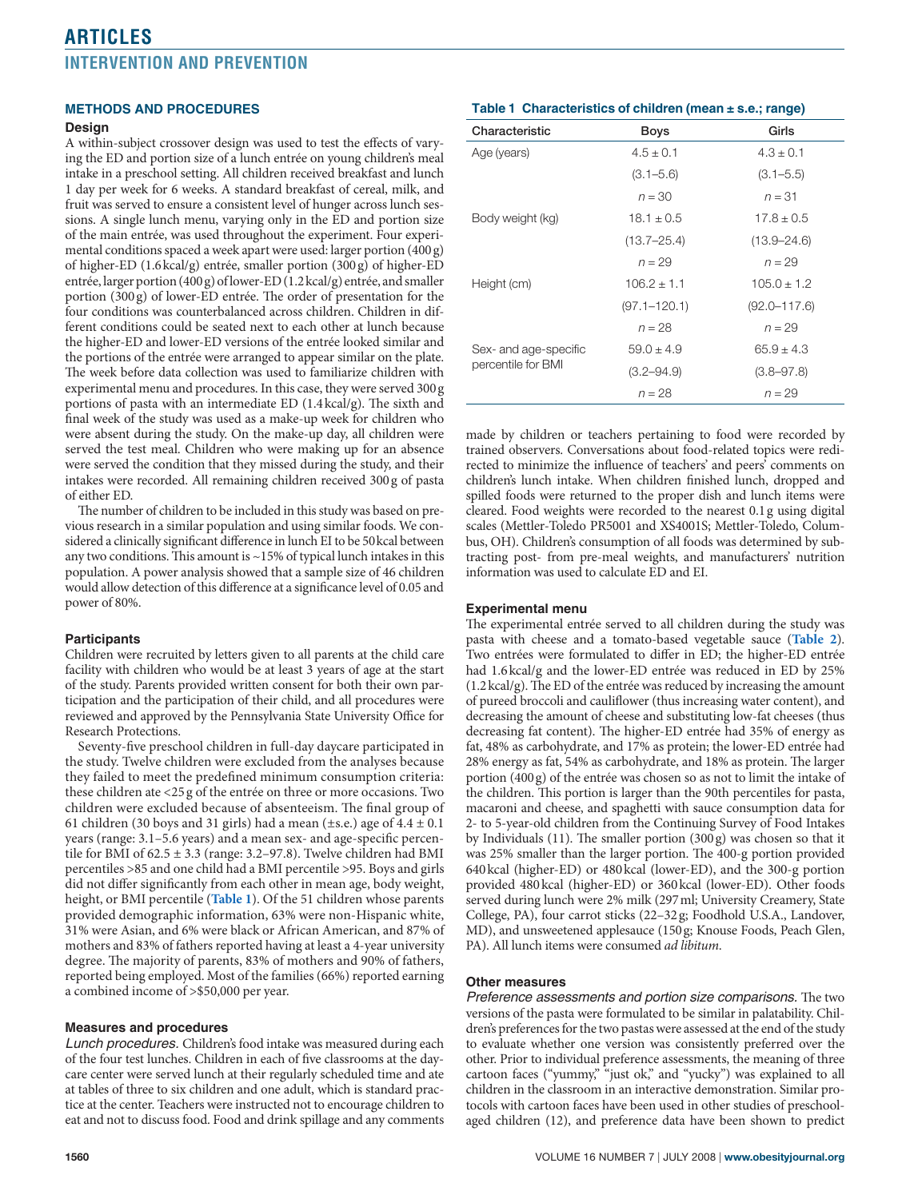## METHODS AND PROCEDURES

### Design

A within-subject crossover design was used to test the effects of varying the ED and portion size of a lunch entrée on young children's meal intake in a preschool setting. All children received breakfast and lunch 1 day per week for 6 weeks. A standard breakfast of cereal, milk, and fruit was served to ensure a consistent level of hunger across lunch sessions. A single lunch menu, varying only in the ED and portion size of the main entrée, was used throughout the experiment. Four experimental conditions spaced a week apart were used: larger portion (400 g) of higher-ED (1.6 kcal/g) entrée, smaller portion (300 g) of higher-ED entrée, larger portion (400 g) of lower-ED (1.2 kcal/g) entrée, and smaller portion (300 g) of lower-ED entrée. The order of presentation for the four conditions was counterbalanced across children. Children in different conditions could be seated next to each other at lunch because the higher-ED and lower-ED versions of the entrée looked similar and the portions of the entrée were arranged to appear similar on the plate. The week before data collection was used to familiarize children with experimental menu and procedures. In this case, they were served 300 g portions of pasta with an intermediate ED (1.4 kcal/g). The sixth and final week of the study was used as a make-up week for children who were absent during the study. On the make-up day, all children were served the test meal. Children who were making up for an absence were served the condition that they missed during the study, and their intakes were recorded. All remaining children received 300 g of pasta of either ED.

The number of children to be included in this study was based on previous research in a similar population and using similar foods. We considered a clinically significant difference in lunch EI to be 50 kcal between any two conditions. This amount is ~15% of typical lunch intakes in this population. A power analysis showed that a sample size of 46 children would allow detection of this difference at a significance level of 0.05 and power of 80%.

### Participants

Children were recruited by letters given to all parents at the child care facility with children who would be at least 3 years of age at the start of the study. Parents provided written consent for both their own participation and the participation of their child, and all procedures were reviewed and approved by the Pennsylvania State University Office for Research Protections.

Seventy-five preschool children in full-day daycare participated in the study. Twelve children were excluded from the analyses because they failed to meet the predefined minimum consumption criteria: these children ate <25 g of the entrée on three or more occasions. Two children were excluded because of absenteeism. The final group of 61 children (30 boys and 31 girls) had a mean (±s.e.) age of 4.4 ± 0.1 years (range: 3.1–5.6 years) and a mean sex- and age-specific percentile for BMI of 62.5 ± 3.3 (range: 3.2–97.8). Twelve children had BMI percentiles >85 and one child had a BMI percentile >95. Boys and girls did not differ significantly from each other in mean age, body weight, height, or BMI percentile (**Table 1**). Of the 51 children whose parents provided demographic information, 63% were non-Hispanic white, 31% were Asian, and 6% were black or African American, and 87% of mothers and 83% of fathers reported having at least a 4-year university degree. The majority of parents, 83% of mothers and 90% of fathers, reported being employed. Most of the families (66%) reported earning a combined income of >$50,000 per year.

### Measures and procedures

*Lunch procedures.* Children's food intake was measured during each of the four test lunches. Children in each of five classrooms at the daycare center were served lunch at their regularly scheduled time and ate at tables of three to six children and one adult, which is standard practice at the center. Teachers were instructed not to encourage children to eat and not to discuss food. Food and drink spillage and any comments made by children or teachers pertaining to food were recorded by trained observers. Conversations about food-related topics were redirected to minimize the influence of teachers' and peers' comments on children's lunch intake. When children finished lunch, dropped and spilled foods were returned to the proper dish and lunch items were cleared. Food weights were recorded to the nearest 0.1 g using digital scales (Mettler-Toledo PR5001 and XS4001S; Mettler-Toledo, Columbus, OH). Children's consumption of all foods was determined by subtracting post- from pre-meal weights, and manufacturers' nutrition information was used to calculate ED and EI.

**Table 1 Characteristics of children (mean ± s.e.; range)**

| Characteristic | Boys | Girls |
|---|---|---|
| Age (years) | 4.5 ± 0.1 | 4.3 ± 0.1 |
| | (3.1–5.6) | (3.1–5.5) |
| | $n = 30$ | $n = 31$ |
| Body weight (kg) | 18.1 ± 0.5 | 17.8 ± 0.5 |
| | (13.7–25.4) | (13.9–24.6) |
| | $n = 29$ | $n = 29$ |
| Height (cm) | 106.2 ± 1.1 | 105.0 ± 1.2 |
| | (97.1–120.1) | (92.0–117.6) |
| | $n = 28$ | $n = 29$ |
| Sex- and age-specific percentile for BMI | 59.0 ± 4.9 | 65.9 ± 4.3 |
| | (3.2–94.9) | (3.8–97.8) |
| | $n = 28$ | $n = 29$ |

### Experimental menu

The experimental entrée served to all children during the study was pasta with cheese and a tomato-based vegetable sauce (**Table 2**). Two entrées were formulated to differ in ED; the higher-ED entrée had 1.6 kcal/g and the lower-ED entrée was reduced in ED by 25% (1.2 kcal/g). The ED of the entrée was reduced by increasing the amount of pureed broccoli and cauliflower (thus increasing water content), and decreasing the amount of cheese and substituting low-fat cheeses (thus decreasing fat content). The higher-ED entrée had 35% of energy as fat, 48% as carbohydrate, and 17% as protein; the lower-ED entrée had 28% energy as fat, 54% as carbohydrate, and 18% as protein. The larger portion (400 g) of the entrée was chosen so as not to limit the intake of the children. This portion is larger than the 90th percentiles for pasta, macaroni and cheese, and spaghetti with sauce consumption data for 2- to 5-year-old children from the Continuing Survey of Food Intakes by Individuals (11). The smaller portion (300 g) was chosen so that it was 25% smaller than the larger portion. The 400-g portion provided 640 kcal (higher-ED) or 480 kcal (lower-ED), and the 300-g portion provided 480 kcal (higher-ED) or 360 kcal (lower-ED). Other foods served during lunch were 2% milk (297 ml; University Creamery, State College, PA), four carrot sticks (22–32 g; Foodhold U.S.A., Landover, MD), and unsweetened applesauce (150 g; Knouse Foods, Peach Glen, PA). All lunch items were consumed *ad libitum*.

### Other measures

*Preference assessments and portion size comparisons.* The two versions of the pasta were formulated to be similar in palatability. Children's preferences for the two pastas were assessed at the end of the study to evaluate whether one version was consistently preferred over the other. Prior to individual preference assessments, the meaning of three cartoon faces ("yummy," "just ok," and "yucky") was explained to all children in the classroom in an interactive demonstration. Similar protocols with cartoon faces have been used in other studies of preschool-aged children (12), and preference data have been shown to predict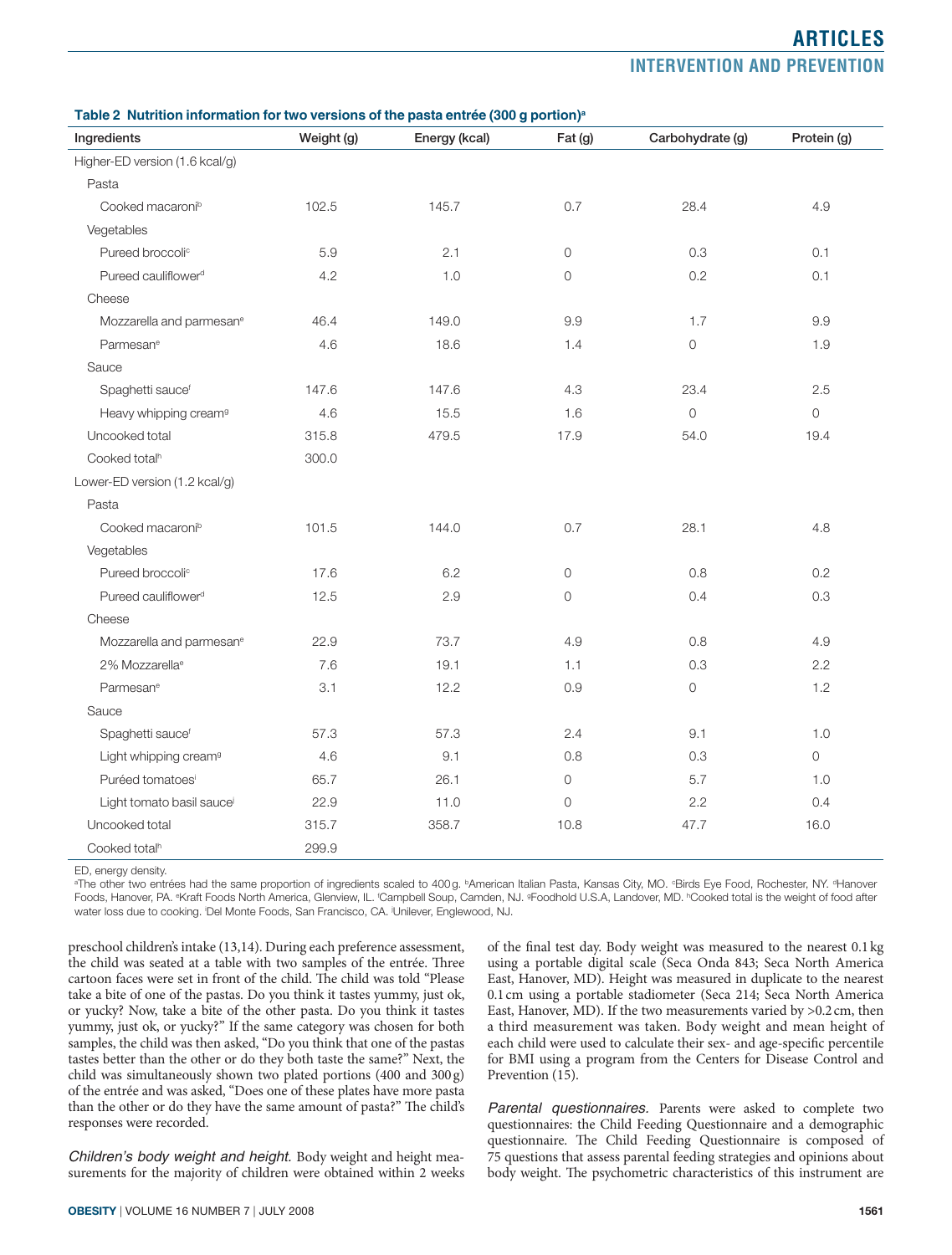**Table 2 Nutrition information for two versions of the pasta entrée (300 g portion)[a]**

| Ingredients | Weight (g) | Energy (kcal) | Fat (g) | Carbohydrate (g) | Protein (g) |
|---|---|---|---|---|---|
| Higher-ED version (1.6 kcal/g) | | | | | |
| Pasta | | | | | |
| Cooked macaroni[b] | 102.5 | 145.7 | 0.7 | 28.4 | 4.9 |
| Vegetables | | | | | |
| Pureed broccoli[c] | 5.9 | 2.1 | 0 | 0.3 | 0.1 |
| Pureed cauliflower[d] | 4.2 | 1.0 | 0 | 0.2 | 0.1 |
| Cheese | | | | | |
| Mozzarella and parmesan[e] | 46.4 | 149.0 | 9.9 | 1.7 | 9.9 |
| Parmesan[e] | 4.6 | 18.6 | 1.4 | 0 | 1.9 |
| Sauce | | | | | |
| Spaghetti sauce[f] | 147.6 | 147.6 | 4.3 | 23.4 | 2.5 |
| Heavy whipping cream[g] | 4.6 | 15.5 | 1.6 | 0 | 0 |
| Uncooked total | 315.8 | 479.5 | 17.9 | 54.0 | 19.4 |
| Cooked total[h] | 300.0 | | | | |
| Lower-ED version (1.2 kcal/g) | | | | | |
| Pasta | | | | | |
| Cooked macaroni[b] | 101.5 | 144.0 | 0.7 | 28.1 | 4.8 |
| Vegetables | | | | | |
| Pureed broccoli[c] | 17.6 | 6.2 | 0 | 0.8 | 0.2 |
| Pureed cauliflower[d] | 12.5 | 2.9 | 0 | 0.4 | 0.3 |
| Cheese | | | | | |
| Mozzarella and parmesan[e] | 22.9 | 73.7 | 4.9 | 0.8 | 4.9 |
| 2% Mozzarella[e] | 7.6 | 19.1 | 1.1 | 0.3 | 2.2 |
| Parmesan[e] | 3.1 | 12.2 | 0.9 | 0 | 1.2 |
| Sauce | | | | | |
| Spaghetti sauce[f] | 57.3 | 57.3 | 2.4 | 9.1 | 1.0 |
| Light whipping cream[g] | 4.6 | 9.1 | 0.8 | 0.3 | 0 |
| Puréed tomatoes[i] | 65.7 | 26.1 | 0 | 5.7 | 1.0 |
| Light tomato basil sauce[j] | 22.9 | 11.0 | 0 | 2.2 | 0.4 |
| Uncooked total | 315.7 | 358.7 | 10.8 | 47.7 | 16.0 |
| Cooked total[h] | 299.9 | | | | |

ED, energy density.
[a]The other two entrées had the same proportion of ingredients scaled to 400 g. [b]American Italian Pasta, Kansas City, MO. [c]Birds Eye Food, Rochester, NY. [d]Hanover Foods, Hanover, PA. [e]Kraft Foods North America, Glenview, IL. [f]Campbell Soup, Camden, NJ. [g]Foodhold U.S.A, Landover, MD. [h]Cooked total is the weight of food after water loss due to cooking. [i]Del Monte Foods, San Francisco, CA. [j]Unilever, Englewood, NJ.

preschool children's intake (13,14). During each preference assessment, the child was seated at a table with two samples of the entrée. Three cartoon faces were set in front of the child. The child was told "Please take a bite of one of the pastas. Do you think it tastes yummy, just ok, or yucky? Now, take a bite of the other pasta. Do you think it tastes yummy, just ok, or yucky?" If the same category was chosen for both samples, the child was then asked, "Do you think that one of the pastas tastes better than the other or do they both taste the same?" Next, the child was simultaneously shown two plated portions (400 and 300 g) of the entrée and was asked, "Does one of these plates have more pasta than the other or do they have the same amount of pasta?" The child's responses were recorded.

*Children's body weight and height.* Body weight and height measurements for the majority of children were obtained within 2 weeks of the final test day. Body weight was measured to the nearest 0.1 kg using a portable digital scale (Seca Onda 843; Seca North America East, Hanover, MD). Height was measured in duplicate to the nearest 0.1 cm using a portable stadiometer (Seca 214; Seca North America East, Hanover, MD). If the two measurements varied by >0.2 cm, then a third measurement was taken. Body weight and mean height of each child were used to calculate their sex- and age-specific percentile for BMI using a program from the Centers for Disease Control and Prevention (15).

*Parental questionnaires.* Parents were asked to complete two questionnaires: the Child Feeding Questionnaire and a demographic questionnaire. The Child Feeding Questionnaire is composed of 75 questions that assess parental feeding strategies and opinions about body weight. The psychometric characteristics of this instrument are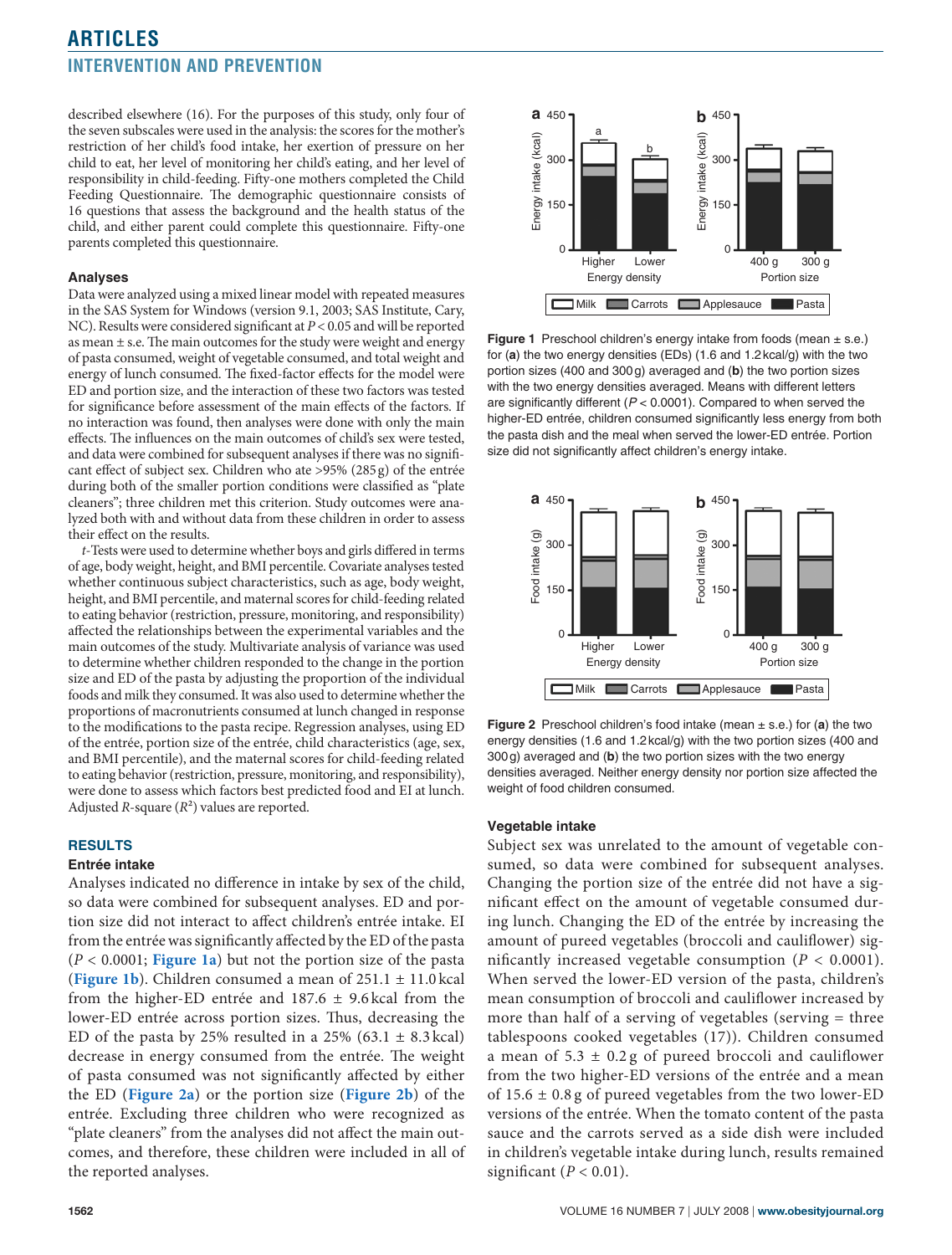described elsewhere (16). For the purposes of this study, only four of the seven subscales were used in the analysis: the scores for the mother's restriction of her child's food intake, her exertion of pressure on her child to eat, her level of monitoring her child's eating, and her level of responsibility in child-feeding. Fifty-one mothers completed the Child Feeding Questionnaire. The demographic questionnaire consists of 16 questions that assess the background and the health status of the child, and either parent could complete this questionnaire. Fifty-one parents completed this questionnaire.

### Analyses

Data were analyzed using a mixed linear model with repeated measures in the SAS System for Windows (version 9.1, 2003; SAS Institute, Cary, NC). Results were considered significant at $P < 0.05$ and will be reported as mean ± s.e. The main outcomes for the study were weight and energy of pasta consumed, weight of vegetable consumed, and total weight and energy of lunch consumed. The fixed-factor effects for the model were ED and portion size, and the interaction of these two factors was tested for significance before assessment of the main effects of the factors. If no interaction was found, then analyses were done with only the main effects. The influences on the main outcomes of child's sex were tested, and data were combined for subsequent analyses if there was no significant effect of subject sex. Children who ate >95% (285 g) of the entrée during both of the smaller portion conditions were classified as "plate cleaners"; three children met this criterion. Study outcomes were analyzed both with and without data from these children in order to assess their effect on the results.

*t*-Tests were used to determine whether boys and girls differed in terms of age, body weight, height, and BMI percentile. Covariate analyses tested whether continuous subject characteristics, such as age, body weight, height, and BMI percentile, and maternal scores for child-feeding related to eating behavior (restriction, pressure, monitoring, and responsibility) affected the relationships between the experimental variables and the main outcomes of the study. Multivariate analysis of variance was used to determine whether children responded to the change in the portion size and ED of the pasta by adjusting the proportion of the individual foods and milk they consumed. It was also used to determine whether the proportions of macronutrients consumed at lunch changed in response to the modifications to the pasta recipe. Regression analyses, using ED of the entrée, portion size of the entrée, child characteristics (age, sex, and BMI percentile), and the maternal scores for child-feeding related to eating behavior (restriction, pressure, monitoring, and responsibility), were done to assess which factors best predicted food and EI at lunch. Adjusted *R*-square ($R^2$) values are reported.

## RESULTS

### Entrée intake

Analyses indicated no difference in intake by sex of the child, so data were combined for subsequent analyses. ED and portion size did not interact to affect children's entrée intake. EI from the entrée was significantly affected by the ED of the pasta ($P < 0.0001$; **Figure 1a**) but not the portion size of the pasta (**Figure 1b**). Children consumed a mean of 251.1 ± 11.0 kcal from the higher-ED entrée and 187.6 ± 9.6 kcal from the lower-ED entrée across portion sizes. Thus, decreasing the ED of the pasta by 25% resulted in a 25% (63.1 ± 8.3 kcal) decrease in energy consumed from the entrée. The weight of pasta consumed was not significantly affected by either the ED (**Figure 2a**) or the portion size (**Figure 2b**) of the entrée. Excluding three children who were recognized as "plate cleaners" from the analyses did not affect the main outcomes, and therefore, these children were included in all of the reported analyses.

a
450
300
150
0
Energy intake (kcal)
a
b
Higher
Lower
Energy density

b
450
300
150
0
Energy intake (kcal)
400 g
300 g
Portion size

Milk
Carrots
Applesauce
Pasta

**Figure 1** Preschool children's energy intake from foods (mean ± s.e.) for (**a**) the two energy densities (EDs) (1.6 and 1.2 kcal/g) with the two portion sizes (400 and 300 g) averaged and (**b**) the two portion sizes with the two energy densities averaged. Means with different letters are significantly different ($P < 0.0001$). Compared to when served the higher-ED entrée, children consumed significantly less energy from both the pasta dish and the meal when served the lower-ED entrée. Portion size did not significantly affect children's energy intake.

a
450
300
150
0
Food intake (g)
Higher
Lower
Energy density

b
450
300
150
0
Food intake (g)
400 g
300 g
Portion size

Milk
Carrots
Applesauce
Pasta

**Figure 2** Preschool children's food intake (mean ± s.e.) for (**a**) the two energy densities (1.6 and 1.2 kcal/g) with the two portion sizes (400 and 300 g) averaged and (**b**) the two portion sizes with the two energy densities averaged. Neither energy density nor portion size affected the weight of food children consumed.

### Vegetable intake

Subject sex was unrelated to the amount of vegetable consumed, so data were combined for subsequent analyses. Changing the portion size of the entrée did not have a significant effect on the amount of vegetable consumed during lunch. Changing the ED of the entrée by increasing the amount of pureed vegetables (broccoli and cauliflower) significantly increased vegetable consumption ($P < 0.0001$). When served the lower-ED version of the pasta, children's mean consumption of broccoli and cauliflower increased by more than half of a serving of vegetables (serving = three tablespoons cooked vegetables (17)). Children consumed a mean of 5.3 ± 0.2 g of pureed broccoli and cauliflower from the two higher-ED versions of the entrée and a mean of 15.6 ± 0.8 g of pureed vegetables from the two lower-ED versions of the entrée. When the tomato content of the pasta sauce and the carrots served as a side dish were included in children's vegetable intake during lunch, results remained significant ($P < 0.01$).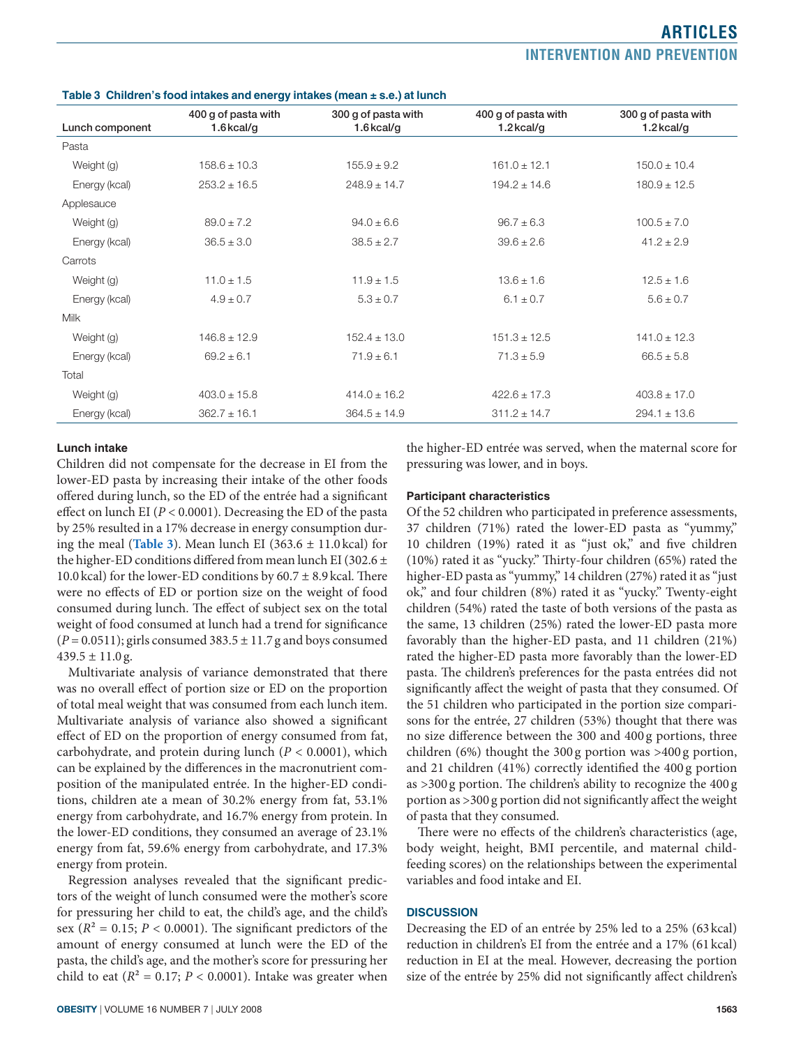**Table 3 Children's food intakes and energy intakes (mean ± s.e.) at lunch**

| Lunch component | 400 g of pasta with 1.6 kcal/g | 300 g of pasta with 1.6 kcal/g | 400 g of pasta with 1.2 kcal/g | 300 g of pasta with 1.2 kcal/g |
|---|---|---|---|---|
| Pasta | | | | |
| Weight (g) | 158.6 ± 10.3 | 155.9 ± 9.2 | 161.0 ± 12.1 | 150.0 ± 10.4 |
| Energy (kcal) | 253.2 ± 16.5 | 248.9 ± 14.7 | 194.2 ± 14.6 | 180.9 ± 12.5 |
| Applesauce | | | | |
| Weight (g) | 89.0 ± 7.2 | 94.0 ± 6.6 | 96.7 ± 6.3 | 100.5 ± 7.0 |
| Energy (kcal) | 36.5 ± 3.0 | 38.5 ± 2.7 | 39.6 ± 2.6 | 41.2 ± 2.9 |
| Carrots | | | | |
| Weight (g) | 11.0 ± 1.5 | 11.9 ± 1.5 | 13.6 ± 1.6 | 12.5 ± 1.6 |
| Energy (kcal) | 4.9 ± 0.7 | 5.3 ± 0.7 | 6.1 ± 0.7 | 5.6 ± 0.7 |
| Milk | | | | |
| Weight (g) | 146.8 ± 12.9 | 152.4 ± 13.0 | 151.3 ± 12.5 | 141.0 ± 12.3 |
| Energy (kcal) | 69.2 ± 6.1 | 71.9 ± 6.1 | 71.3 ± 5.9 | 66.5 ± 5.8 |
| Total | | | | |
| Weight (g) | 403.0 ± 15.8 | 414.0 ± 16.2 | 422.6 ± 17.3 | 403.8 ± 17.0 |
| Energy (kcal) | 362.7 ± 16.1 | 364.5 ± 14.9 | 311.2 ± 14.7 | 294.1 ± 13.6 |

#### Lunch intake

Children did not compensate for the decrease in EI from the lower-ED pasta by increasing their intake of the other foods offered during lunch, so the ED of the entrée had a significant effect on lunch EI ($P < 0.0001$). Decreasing the ED of the pasta by 25% resulted in a 17% decrease in energy consumption during the meal (**Table 3**). Mean lunch EI (363.6 ± 11.0 kcal) for the higher-ED conditions differed from mean lunch EI (302.6 ± 10.0 kcal) for the lower-ED conditions by 60.7 ± 8.9 kcal. There were no effects of ED or portion size on the weight of food consumed during lunch. The effect of subject sex on the total weight of food consumed at lunch had a trend for significance ($P = 0.0511$); girls consumed 383.5 ± 11.7 g and boys consumed 439.5 ± 11.0 g.

Multivariate analysis of variance demonstrated that there was no overall effect of portion size or ED on the proportion of total meal weight that was consumed from each lunch item. Multivariate analysis of variance also showed a significant effect of ED on the proportion of energy consumed from fat, carbohydrate, and protein during lunch ($P < 0.0001$), which can be explained by the differences in the macronutrient composition of the manipulated entrée. In the higher-ED conditions, children ate a mean of 30.2% energy from fat, 53.1% energy from carbohydrate, and 16.7% energy from protein. In the lower-ED conditions, they consumed an average of 23.1% energy from fat, 59.6% energy from carbohydrate, and 17.3% energy from protein.

Regression analyses revealed that the significant predictors of the weight of lunch consumed were the mother's score for pressuring her child to eat, the child's age, and the child's sex ($R^2 = 0.15$; $P < 0.0001$). The significant predictors of the amount of energy consumed at lunch were the ED of the pasta, the child's age, and the mother's score for pressuring her child to eat ($R^2 = 0.17$; $P < 0.0001$). Intake was greater when the higher-ED entrée was served, when the maternal score for pressuring was lower, and in boys.

#### Participant characteristics

Of the 52 children who participated in preference assessments, 37 children (71%) rated the lower-ED pasta as "yummy," 10 children (19%) rated it as "just ok," and five children (10%) rated it as "yucky." Thirty-four children (65%) rated the higher-ED pasta as "yummy," 14 children (27%) rated it as "just ok," and four children (8%) rated it as "yucky." Twenty-eight children (54%) rated the taste of both versions of the pasta as the same, 13 children (25%) rated the lower-ED pasta more favorably than the higher-ED pasta, and 11 children (21%) rated the higher-ED pasta more favorably than the lower-ED pasta. The children's preferences for the pasta entrées did not significantly affect the weight of pasta that they consumed. Of the 51 children who participated in the portion size comparisons for the entrée, 27 children (53%) thought that there was no size difference between the 300 and 400 g portions, three children (6%) thought the 300 g portion was >400 g portion, and 21 children (41%) correctly identified the 400 g portion as >300 g portion. The children's ability to recognize the 400 g portion as >300 g portion did not significantly affect the weight of pasta that they consumed.

There were no effects of the children's characteristics (age, body weight, height, BMI percentile, and maternal child-feeding scores) on the relationships between the experimental variables and food intake and EI.

## DISCUSSION

Decreasing the ED of an entrée by 25% led to a 25% (63 kcal) reduction in children's EI from the entrée and a 17% (61 kcal) reduction in EI at the meal. However, decreasing the portion size of the entrée by 25% did not significantly affect children's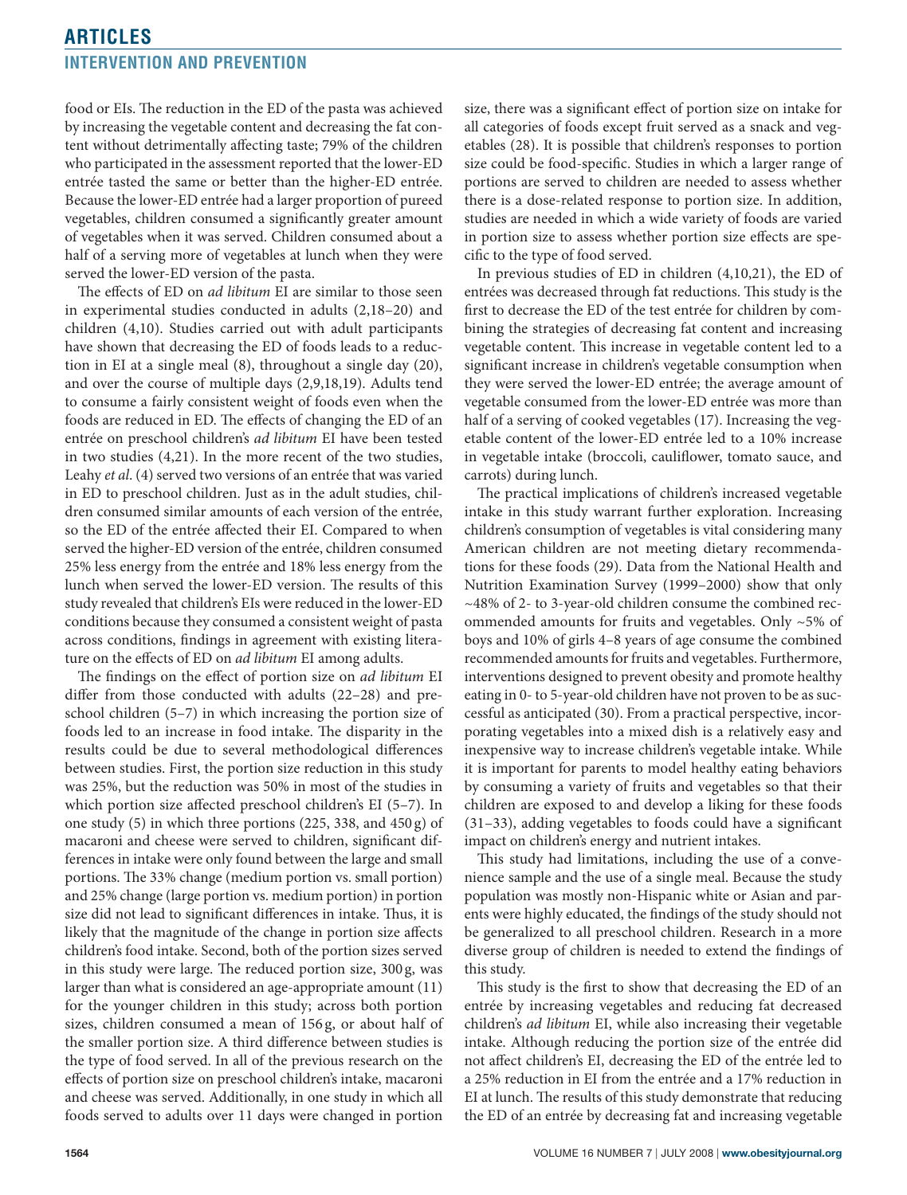food or EIs. The reduction in the ED of the pasta was achieved by increasing the vegetable content and decreasing the fat content without detrimentally affecting taste; 79% of the children who participated in the assessment reported that the lower-ED entrée tasted the same or better than the higher-ED entrée. Because the lower-ED entrée had a larger proportion of pureed vegetables, children consumed a significantly greater amount of vegetables when it was served. Children consumed about a half of a serving more of vegetables at lunch when they were served the lower-ED version of the pasta.

The effects of ED on *ad libitum* EI are similar to those seen in experimental studies conducted in adults (2,18–20) and children (4,10). Studies carried out with adult participants have shown that decreasing the ED of foods leads to a reduction in EI at a single meal (8), throughout a single day (20), and over the course of multiple days (2,9,18,19). Adults tend to consume a fairly consistent weight of foods even when the foods are reduced in ED. The effects of changing the ED of an entrée on preschool children's *ad libitum* EI have been tested in two studies (4,21). In the more recent of the two studies, Leahy *et al*. (4) served two versions of an entrée that was varied in ED to preschool children. Just as in the adult studies, children consumed similar amounts of each version of the entrée, so the ED of the entrée affected their EI. Compared to when served the higher-ED version of the entrée, children consumed 25% less energy from the entrée and 18% less energy from the lunch when served the lower-ED version. The results of this study revealed that children's EIs were reduced in the lower-ED conditions because they consumed a consistent weight of pasta across conditions, findings in agreement with existing literature on the effects of ED on *ad libitum* EI among adults.

The findings on the effect of portion size on *ad libitum* EI differ from those conducted with adults (22–28) and preschool children (5–7) in which increasing the portion size of foods led to an increase in food intake. The disparity in the results could be due to several methodological differences between studies. First, the portion size reduction in this study was 25%, but the reduction was 50% in most of the studies in which portion size affected preschool children's EI (5–7). In one study (5) in which three portions (225, 338, and 450 g) of macaroni and cheese were served to children, significant differences in intake were only found between the large and small portions. The 33% change (medium portion vs. small portion) and 25% change (large portion vs. medium portion) in portion size did not lead to significant differences in intake. Thus, it is likely that the magnitude of the change in portion size affects children's food intake. Second, both of the portion sizes served in this study were large. The reduced portion size, 300 g, was larger than what is considered an age-appropriate amount (11) for the younger children in this study; across both portion sizes, children consumed a mean of 156 g, or about half of the smaller portion size. A third difference between studies is the type of food served. In all of the previous research on the effects of portion size on preschool children's intake, macaroni and cheese was served. Additionally, in one study in which all foods served to adults over 11 days were changed in portion size, there was a significant effect of portion size on intake for all categories of foods except fruit served as a snack and vegetables (28). It is possible that children's responses to portion size could be food-specific. Studies in which a larger range of portions are served to children are needed to assess whether there is a dose-related response to portion size. In addition, studies are needed in which a wide variety of foods are varied in portion size to assess whether portion size effects are specific to the type of food served.

In previous studies of ED in children (4,10,21), the ED of entrées was decreased through fat reductions. This study is the first to decrease the ED of the test entrée for children by combining the strategies of decreasing fat content and increasing vegetable content. This increase in vegetable content led to a significant increase in children's vegetable consumption when they were served the lower-ED entrée; the average amount of vegetable consumed from the lower-ED entrée was more than half of a serving of cooked vegetables (17). Increasing the vegetable content of the lower-ED entrée led to a 10% increase in vegetable intake (broccoli, cauliflower, tomato sauce, and carrots) during lunch.

The practical implications of children's increased vegetable intake in this study warrant further exploration. Increasing children's consumption of vegetables is vital considering many American children are not meeting dietary recommendations for these foods (29). Data from the National Health and Nutrition Examination Survey (1999–2000) show that only ~48% of 2- to 3-year-old children consume the combined recommended amounts for fruits and vegetables. Only ~5% of boys and 10% of girls 4–8 years of age consume the combined recommended amounts for fruits and vegetables. Furthermore, interventions designed to prevent obesity and promote healthy eating in 0- to 5-year-old children have not proven to be as successful as anticipated (30). From a practical perspective, incorporating vegetables into a mixed dish is a relatively easy and inexpensive way to increase children's vegetable intake. While it is important for parents to model healthy eating behaviors by consuming a variety of fruits and vegetables so that their children are exposed to and develop a liking for these foods (31–33), adding vegetables to foods could have a significant impact on children's energy and nutrient intakes.

This study had limitations, including the use of a convenience sample and the use of a single meal. Because the study population was mostly non-Hispanic white or Asian and parents were highly educated, the findings of the study should not be generalized to all preschool children. Research in a more diverse group of children is needed to extend the findings of this study.

This study is the first to show that decreasing the ED of an entrée by increasing vegetables and reducing fat decreased children's *ad libitum* EI, while also increasing their vegetable intake. Although reducing the portion size of the entrée did not affect children's EI, decreasing the ED of the entrée led to a 25% reduction in EI from the entrée and a 17% reduction in EI at lunch. The results of this study demonstrate that reducing the ED of an entrée by decreasing fat and increasing vegetable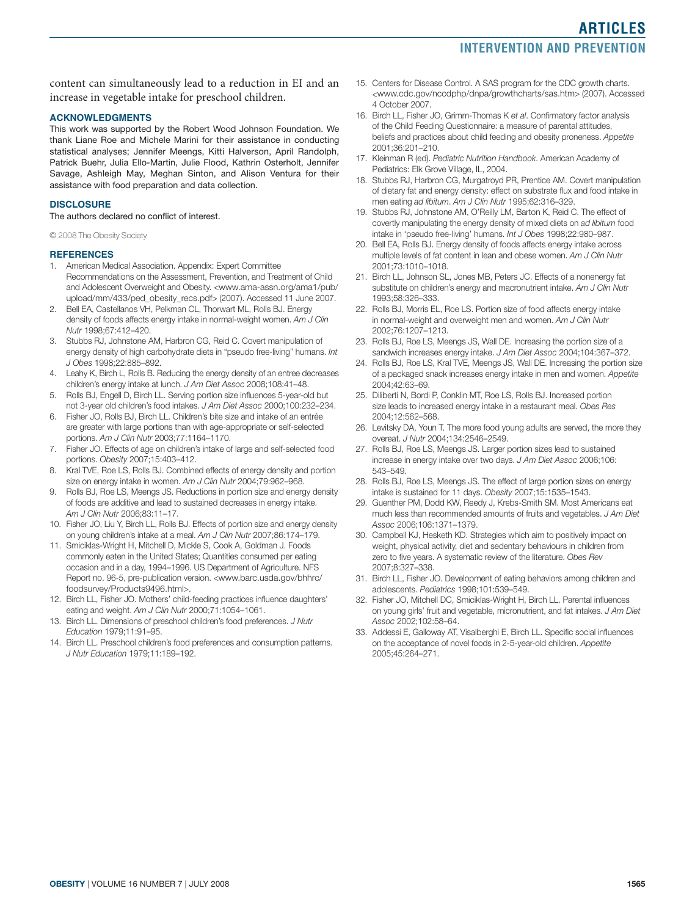content can simultaneously lead to a reduction in EI and an increase in vegetable intake for preschool children.

### ACKNOWLEDGMENTS

This work was supported by the Robert Wood Johnson Foundation. We thank Liane Roe and Michele Marini for their assistance in conducting statistical analyses; Jennifer Meengs, Kitti Halverson, April Randolph, Patrick Buehr, Julia Ello-Martin, Julie Flood, Kathrin Osterholt, Jennifer Savage, Ashleigh May, Meghan Sinton, and Alison Ventura for their assistance with food preparation and data collection.

### DISCLOSURE

The authors declared no conflict of interest.

© 2008 The Obesity Society

### REFERENCES

1. American Medical Association. Appendix: Expert Committee Recommendations on the Assessment, Prevention, and Treatment of Child and Adolescent Overweight and Obesity. <www.ama-assn.org/ama1/pub/upload/mm/433/ped_obesity_recs.pdf> (2007). Accessed 11 June 2007.
2. Bell EA, Castellanos VH, Pelkman CL, Thorwart ML, Rolls BJ. Energy density of foods affects energy intake in normal-weight women. *Am J Clin Nutr* 1998;67:412–420.
3. Stubbs RJ, Johnstone AM, Harbron CG, Reid C. Covert manipulation of energy density of high carbohydrate diets in "pseudo free-living" humans. *Int J Obes* 1998;22:885–892.
4. Leahy K, Birch L, Rolls B. Reducing the energy density of an entree decreases children's energy intake at lunch. *J Am Diet Assoc* 2008;108:41–48.
5. Rolls BJ, Engell D, Birch LL. Serving portion size influences 5-year-old but not 3-year old children's food intakes. *J Am Diet Assoc* 2000;100:232–234.
6. Fisher JO, Rolls BJ, Birch LL. Children's bite size and intake of an entrée are greater with large portions than with age-appropriate or self-selected portions. *Am J Clin Nutr* 2003;77:1164–1170.
7. Fisher JO. Effects of age on children's intake of large and self-selected food portions. *Obesity* 2007;15:403–412.
8. Kral TVE, Roe LS, Rolls BJ. Combined effects of energy density and portion size on energy intake in women. *Am J Clin Nutr* 2004;79:962–968.
9. Rolls BJ, Roe LS, Meengs JS. Reductions in portion size and energy density of foods are additive and lead to sustained decreases in energy intake. *Am J Clin Nutr* 2006;83:11–17.
10. Fisher JO, Liu Y, Birch LL, Rolls BJ. Effects of portion size and energy density on young children's intake at a meal. *Am J Clin Nutr* 2007;86:174–179.
11. Smiciklas-Wright H, Mitchell D, Mickle S, Cook A, Goldman J. Foods commonly eaten in the United States; Quantities consumed per eating occasion and in a day, 1994–1996. US Department of Agriculture. NFS Report no. 96-5, pre-publication version. <www.barc.usda.gov/bhhrc/foodsurvey/Products9496.html>.
12. Birch LL, Fisher JO. Mothers' child-feeding practices influence daughters' eating and weight. *Am J Clin Nutr* 2000;71:1054–1061.
13. Birch LL. Dimensions of preschool children's food preferences. *J Nutr Education* 1979;11:91–95.
14. Birch LL. Preschool children's food preferences and consumption patterns. *J Nutr Education* 1979;11:189–192.
15. Centers for Disease Control. A SAS program for the CDC growth charts. <www.cdc.gov/nccdphp/dnpa/growthcharts/sas.htm> (2007). Accessed 4 October 2007.
16. Birch LL, Fisher JO, Grimm-Thomas K *et al*. Confirmatory factor analysis of the Child Feeding Questionnaire: a measure of parental attitudes, beliefs and practices about child feeding and obesity proneness. *Appetite* 2001;36:201–210.
17. Kleinman R (ed). *Pediatric Nutrition Handbook*. American Academy of Pediatrics: Elk Grove Village, IL, 2004.
18. Stubbs RJ, Harbron CG, Murgatroyd PR, Prentice AM. Covert manipulation of dietary fat and energy density: effect on substrate flux and food intake in men eating *ad libitum*. *Am J Clin Nutr* 1995;62:316–329.
19. Stubbs RJ, Johnstone AM, O'Reilly LM, Barton K, Reid C. The effect of covertly manipulating the energy density of mixed diets on *ad libitum* food intake in 'pseudo free-living' humans. *Int J Obes* 1998;22:980–987.
20. Bell EA, Rolls BJ. Energy density of foods affects energy intake across multiple levels of fat content in lean and obese women. *Am J Clin Nutr* 2001;73:1010–1018.
21. Birch LL, Johnson SL, Jones MB, Peters JC. Effects of a nonenergy fat substitute on children's energy and macronutrient intake. *Am J Clin Nutr* 1993;58:326–333.
22. Rolls BJ, Morris EL, Roe LS. Portion size of food affects energy intake in normal-weight and overweight men and women. *Am J Clin Nutr* 2002;76:1207–1213.
23. Rolls BJ, Roe LS, Meengs JS, Wall DE. Increasing the portion size of a sandwich increases energy intake. *J Am Diet Assoc* 2004;104:367–372.
24. Rolls BJ, Roe LS, Kral TVE, Meengs JS, Wall DE. Increasing the portion size of a packaged snack increases energy intake in men and women. *Appetite* 2004;42:63–69.
25. Diliberti N, Bordi P, Conklin MT, Roe LS, Rolls BJ. Increased portion size leads to increased energy intake in a restaurant meal. *Obes Res* 2004;12:562–568.
26. Levitsky DA, Youn T. The more food young adults are served, the more they overeat. *J Nutr* 2004;134:2546–2549.
27. Rolls BJ, Roe LS, Meengs JS. Larger portion sizes lead to sustained increase in energy intake over two days. *J Am Diet Assoc* 2006;106:543–549.
28. Rolls BJ, Roe LS, Meengs JS. The effect of large portion sizes on energy intake is sustained for 11 days. *Obesity* 2007;15:1535–1543.
29. Guenther PM, Dodd KW, Reedy J, Krebs-Smith SM. Most Americans eat much less than recommended amounts of fruits and vegetables. *J Am Diet Assoc* 2006;106:1371–1379.
30. Campbell KJ, Hesketh KD. Strategies which aim to positively impact on weight, physical activity, diet and sedentary behaviours in children from zero to five years. A systematic review of the literature. *Obes Rev* 2007;8:327–338.
31. Birch LL, Fisher JO. Development of eating behaviors among children and adolescents. *Pediatrics* 1998;101:539–549.
32. Fisher JO, Mitchell DC, Smiciklas-Wright H, Birch LL. Parental influences on young girls' fruit and vegetable, micronutrient, and fat intakes. *J Am Diet Assoc* 2002;102:58–64.
33. Addessi E, Galloway AT, Visalberghi E, Birch LL. Specific social influences on the acceptance of novel foods in 2-5-year-old children. *Appetite* 2005;45:264–271.